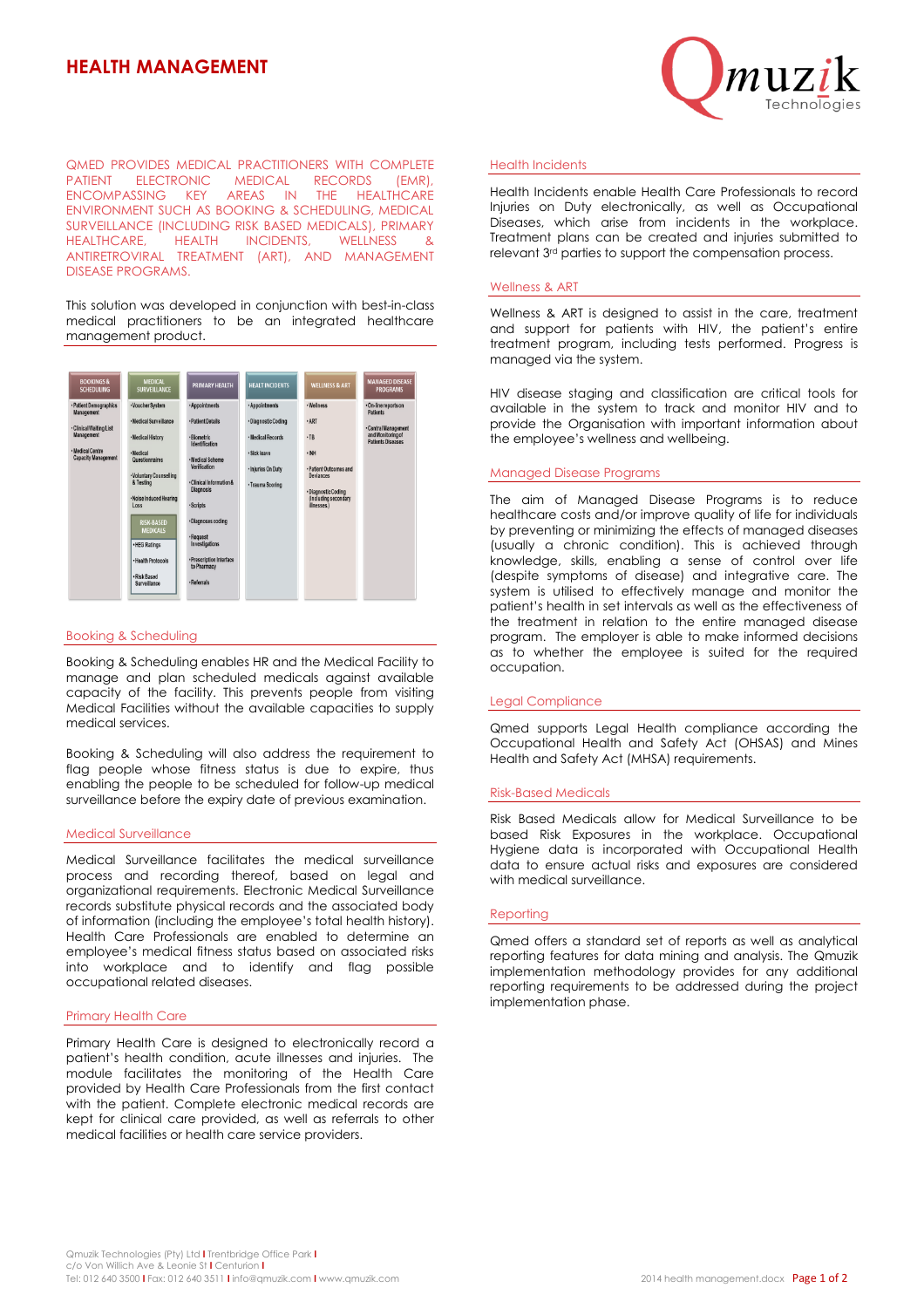# HEALTH MANAGEMENT

Qmuzik Technologies

QMED PROVIDES MEDICAL PRACTITIONERS WITH COMPLETE PATIENT ELECTRONIC MEDICAL RECORDS (EMR), ENCOMPASSING KEY AREAS IN THE HEALTHCARE ENVIRONMENT SUCH AS BOOKING & SCHEDULING, MEDICAL SURVEILLANCE (INCLUDING RISK BASED MEDICALS), PRIMARY HEALTHCARE, HEALTH INCIDENTS, WELLNESS & ANTIRETROVIRAL TREATMENT (ART), AND MANAGEMENT DISEASE PROGRAMS.

This solution was developed in conjunction with best-in-class medical practitioners to be an integrated healthcare management product.

| BOOKINGS & SCHEDULING | MEDICAL SURVEILLANCE | PRIMARY HEALTH | HEALT INCIDENTS | WELLNESS & ART | MANAGED DISEASE PROGRAMS |
|---|---|---|---|---|---|
| • Patient Demographics Management | • Voucher System | • Appointments | • Appointments | • Wellness | • On-line reports on Patients |
| • Clinical/Waiting List Management | • Medical Surveillance | • Patient Details | • Diagnostic Coding | • ART | • Central Management and Monitoring of Patients Diseases |
| • Medical Centre Capacity Management | • Medical History | • Biometric Identification | • Medical Records | • TB | |
| | • Medical Questionnaires | • Medical Scheme Verification | • Sick leave | • INH | |
| | • Voluntary Counselling & Testing | • Clinical Information & Diagnosis | • Injuries On Duty | • Patient Outcomes and Deviances | |
| | • Noise Induced Hearing Loss | • Scripts | • Trauma Scoring | • Diagnostic Coding (Including secondary illnesses) | |
| | RISK-BASED MEDICALS | • Diagnoses coding | | | |
| | • HEG Ratings | • Request Investigations | | | |
| | • Health Protocols | • Prescription Interface to Pharmacy | | | |
| | • Risk Based Surveillance | • Referrals | | | |

## Booking & Scheduling

Booking & Scheduling enables HR and the Medical Facility to manage and plan scheduled medicals against available capacity of the facility. This prevents people from visiting Medical Facilities without the available capacities to supply medical services.

Booking & Scheduling will also address the requirement to flag people whose fitness status is due to expire, thus enabling the people to be scheduled for follow-up medical surveillance before the expiry date of previous examination.

## Medical Surveillance

Medical Surveillance facilitates the medical surveillance process and recording thereof, based on legal and organizational requirements. Electronic Medical Surveillance records substitute physical records and the associated body of information (including the employee's total health history). Health Care Professionals are enabled to determine an employee's medical fitness status based on associated risks into workplace and to identify and flag possible occupational related diseases.

## Primary Health Care

Primary Health Care is designed to electronically record a patient's health condition, acute illnesses and injuries. The module facilitates the monitoring of the Health Care provided by Health Care Professionals from the first contact with the patient. Complete electronic medical records are kept for clinical care provided, as well as referrals to other medical facilities or health care service providers.

## Health Incidents

Health Incidents enable Health Care Professionals to record Injuries on Duty electronically, as well as Occupational Diseases, which arise from incidents in the workplace. Treatment plans can be created and injuries submitted to relevant 3rd parties to support the compensation process.

## Wellness & ART

Wellness & ART is designed to assist in the care, treatment and support for patients with HIV, the patient's entire treatment program, including tests performed. Progress is managed via the system.

HIV disease staging and classification are critical tools for available in the system to track and monitor HIV and to provide the Organisation with important information about the employee's wellness and wellbeing.

## Managed Disease Programs

The aim of Managed Disease Programs is to reduce healthcare costs and/or improve quality of life for individuals by preventing or minimizing the effects of managed diseases (usually a chronic condition). This is achieved through knowledge, skills, enabling a sense of control over life (despite symptoms of disease) and integrative care. The system is utilised to effectively manage and monitor the patient's health in set intervals as well as the effectiveness of the treatment in relation to the entire managed disease program. The employer is able to make informed decisions as to whether the employee is suited for the required occupation.

## Legal Compliance

Qmed supports Legal Health compliance according the Occupational Health and Safety Act (OHSAS) and Mines Health and Safety Act (MHSA) requirements.

## Risk-Based Medicals

Risk Based Medicals allow for Medical Surveillance to be based Risk Exposures in the workplace. Occupational Hygiene data is incorporated with Occupational Health data to ensure actual risks and exposures are considered with medical surveillance.

## Reporting

Qmed offers a standard set of reports as well as analytical reporting features for data mining and analysis. The Qmuzik implementation methodology provides for any additional reporting requirements to be addressed during the project implementation phase.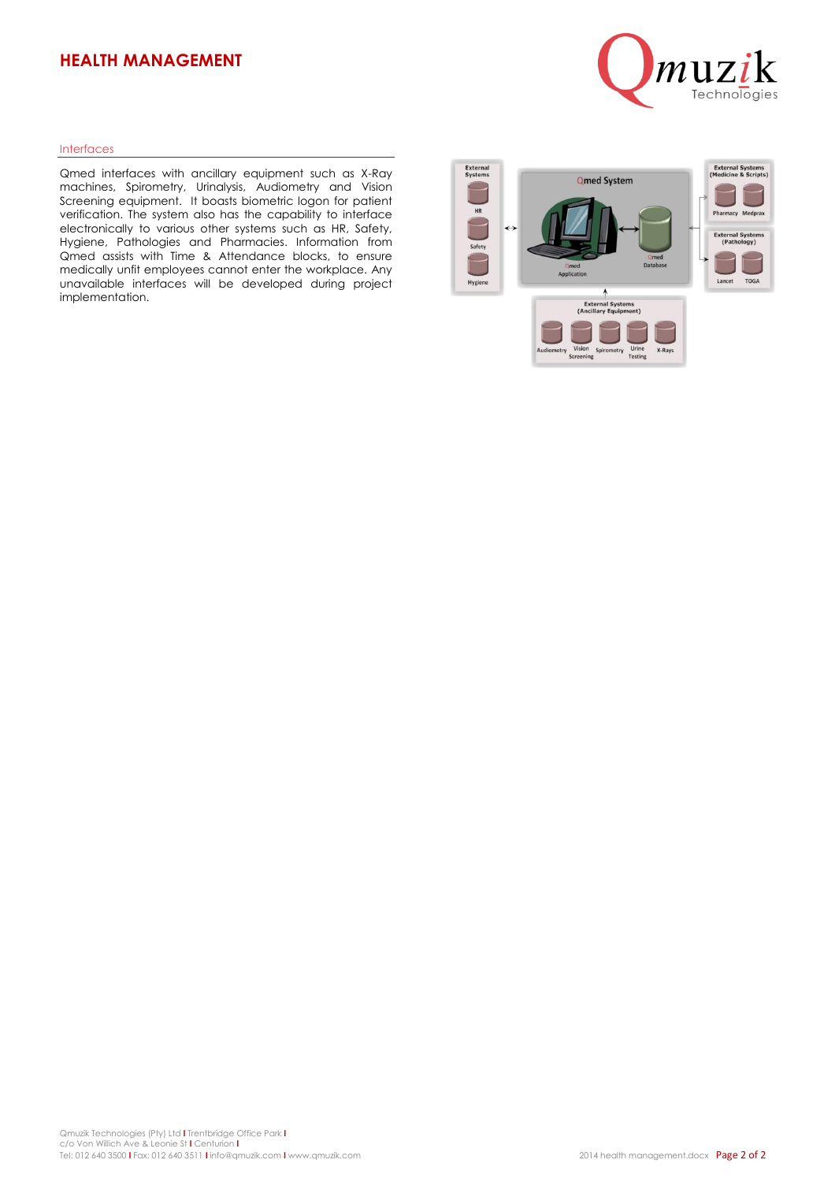# HEALTH MANAGEMENT

## Interfaces

Qmed interfaces with ancillary equipment such as X-Ray machines, Spirometry, Urinalysis, Audiometry and Vision Screening equipment. It boasts biometric logon for patient verification. The system also has the capability to interface electronically to various other systems such as HR, Safety, Hygiene, Pathologies and Pharmacies. Information from Qmed assists with Time & Attendance blocks, to ensure medically unfit employees cannot enter the workplace. Any unavailable interfaces will be developed during project implementation.

External Systems
HR
Safety
Hygiene

Qmed System
Qmed Application
Qmed Database

External Systems (Medicine & Scripts)
Pharmacy
Medprax

External Systems (Pathology)
Lancet
TOGA

External Systems (Ancillary Equipment)
Audiometry
Vision Screening
Spirometry
Urine Testing
X-Rays